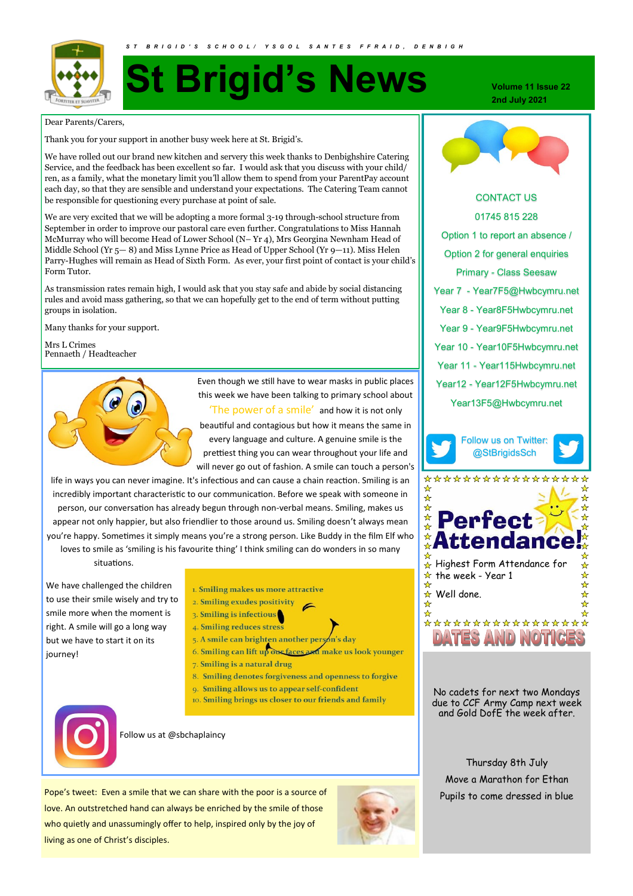S T B R I G I D ' S S C H O O L / Y S G O L S A N T E S F F R A I D , D E N B I G H

# St Brigid's News

Volume 11 Issue 22
2nd July 2021

Dear Parents/Carers,

Thank you for your support in another busy week here at St. Brigid's.

We have rolled out our brand new kitchen and servery this week thanks to Denbighshire Catering Service, and the feedback has been excellent so far. I would ask that you discuss with your child/ren, as a family, what the monetary limit you'll allow them to spend from your ParentPay account each day, so that they are sensible and understand your expectations. The Catering Team cannot be responsible for questioning every purchase at point of sale.

We are very excited that we will be adopting a more formal 3-19 through-school structure from September in order to improve our pastoral care even further. Congratulations to Miss Hannah McMurray who will become Head of Lower School (N– Yr 4), Mrs Georgina Newnham Head of Middle School (Yr 5— 8) and Miss Lynne Price as Head of Upper School (Yr 9—11). Miss Helen Parry-Hughes will remain as Head of Sixth Form. As ever, your first point of contact is your child's Form Tutor.

As transmission rates remain high, I would ask that you stay safe and abide by social distancing rules and avoid mass gathering, so that we can hopefully get to the end of term without putting groups in isolation.

Many thanks for your support.

Mrs L Crimes
Pennaeth / Headteacher

Even though we still have to wear masks in public places this week we have been talking to primary school about 'The power of a smile' and how it is not only beautiful and contagious but how it means the same in every language and culture. A genuine smile is the prettiest thing you can wear throughout your life and will never go out of fashion. A smile can touch a person's life in ways you can never imagine. It's infectious and can cause a chain reaction. Smiling is an incredibly important characteristic to our communication. Before we speak with someone in person, our conversation has already begun through non-verbal means. Smiling, makes us appear not only happier, but also friendlier to those around us. Smiling doesn't always mean you're happy. Sometimes it simply means you're a strong person. Like Buddy in the film Elf who loves to smile as 'smiling is his favourite thing' I think smiling can do wonders in so many situations.

We have challenged the children to use their smile wisely and try to smile more when the moment is right. A smile will go a long way but we have to start it on its journey!

1. Smiling makes us more attractive
2. Smiling exudes positivity
3. Smiling is infectious
4. Smiling reduces stress
5. A smile can brighten another person's day
6. Smiling can lift up our faces and make us look younger
7. Smiling is a natural drug
8. Smiling denotes forgiveness and openness to forgive
9. Smiling allows us to appear self-confident
10. Smiling brings us closer to our friends and family

Follow us at @sbchaplaincy

Pope's tweet: Even a smile that we can share with the poor is a source of love. An outstretched hand can always be enriched by the smile of those who quietly and unassumingly offer to help, inspired only by the joy of living as one of Christ's disciples.

## CONTACT US

01745 815 228

Option 1 to report an absence /
Option 2 for general enquiries

Primary - Class Seesaw

Year 7 - Year7F5@Hwbcymru.net

Year 8 - Year8F5Hwbcymru.net

Year 9 - Year9F5Hwbcymru.net

Year 10 - Year10F5Hwbcymru.net

Year 11 - Year115Hwbcymru.net

Year12 - Year12F5Hwbcymru.net

Year13F5@Hwbcymru.net

Follow us on Twitter: @StBrigidsSch

## Perfect Attendance!

Highest Form Attendance for the week - Year 1

Well done.

## DATES AND NOTICES

No cadets for next two Mondays due to CCF Army Camp next week and Gold DofE the week after.

Thursday 8th July
Move a Marathon for Ethan
Pupils to come dressed in blue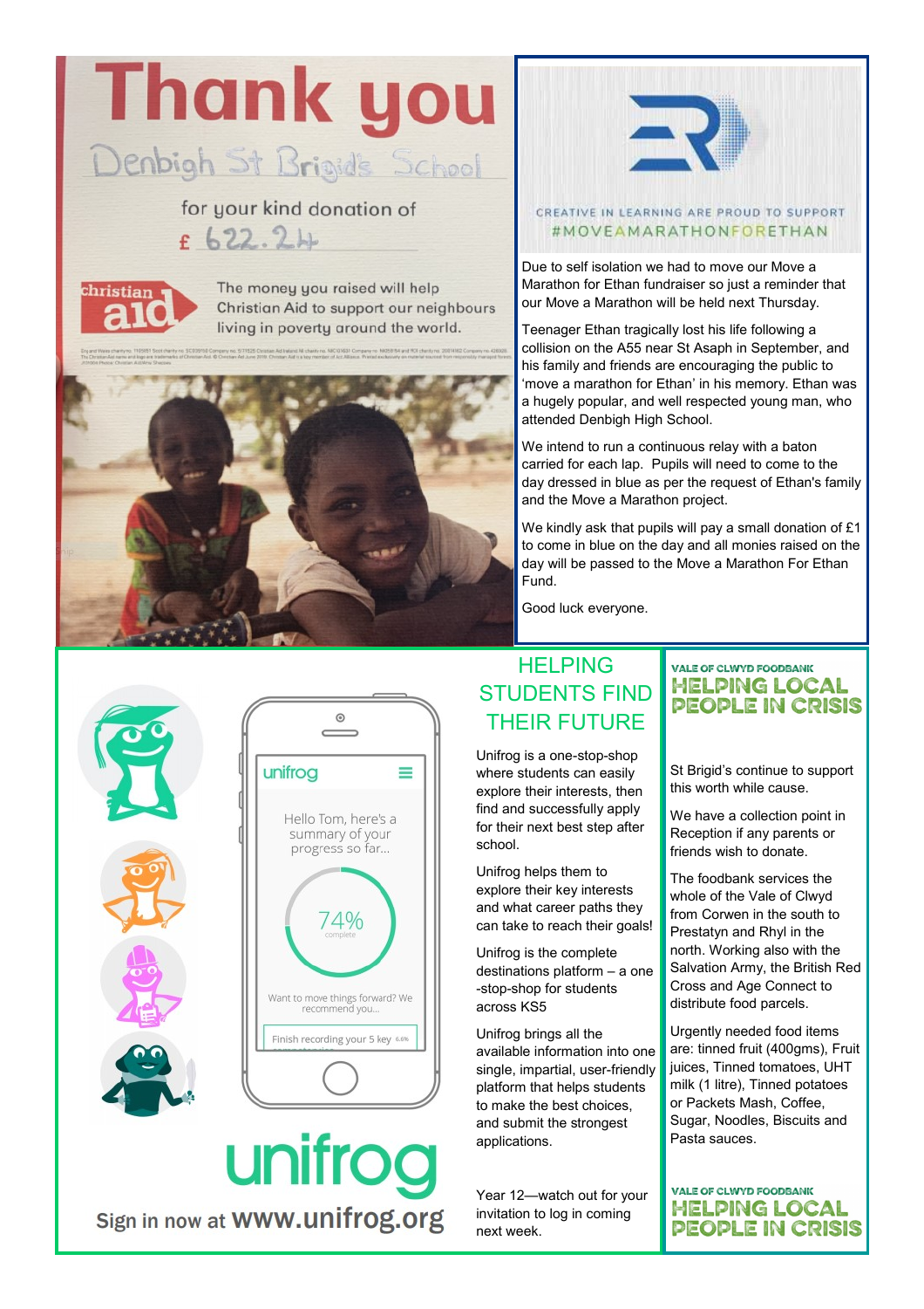# Thank you

Denbigh St Brigid's School

for your kind donation of

£ 622.24

christian aid

The money you raised will help Christian Aid to support our neighbours living in poverty around the world.

CREATIVE IN LEARNING ARE PROUD TO SUPPORT #MOVEAMARATHONFORETHAN

Due to self isolation we had to move our Move a Marathon for Ethan fundraiser so just a reminder that our Move a Marathon will be held next Thursday.

Teenager Ethan tragically lost his life following a collision on the A55 near St Asaph in September, and his family and friends are encouraging the public to 'move a marathon for Ethan' in his memory. Ethan was a hugely popular, and well respected young man, who attended Denbigh High School.

We intend to run a continuous relay with a baton carried for each lap. Pupils will need to come to the day dressed in blue as per the request of Ethan's family and the Move a Marathon project.

We kindly ask that pupils will pay a small donation of £1 to come in blue on the day and all monies raised on the day will be passed to the Move a Marathon For Ethan Fund.

Good luck everyone.

unifrog

Hello Tom, here's a summary of your progress so far...

74% complete

Want to move things forward? We recommend you...

Finish recording your 5 key

unifrog

Sign in now at www.unifrog.org

## HELPING STUDENTS FIND THEIR FUTURE

Unifrog is a one-stop-shop where students can easily explore their interests, then find and successfully apply for their next best step after school.

Unifrog helps them to explore their key interests and what career paths they can take to reach their goals!

Unifrog is the complete destinations platform – a one-stop-shop for students across KS5

Unifrog brings all the available information into one single, impartial, user-friendly platform that helps students to make the best choices, and submit the strongest applications.

Year 12—watch out for your invitation to log in coming next week.

VALE OF CLWYD FOODBANK

## HELPING LOCAL PEOPLE IN CRISIS

St Brigid's continue to support this worth while cause.

We have a collection point in Reception if any parents or friends wish to donate.

The foodbank services the whole of the Vale of Clwyd from Corwen in the south to Prestatyn and Rhyl in the north. Working also with the Salvation Army, the British Red Cross and Age Connect to distribute food parcels.

Urgently needed food items are: tinned fruit (400gms), Fruit juices, Tinned tomatoes, UHT milk (1 litre), Tinned potatoes or Packets Mash, Coffee, Sugar, Noodles, Biscuits and Pasta sauces.

VALE OF CLWYD FOODBANK

HELPING LOCAL PEOPLE IN CRISIS